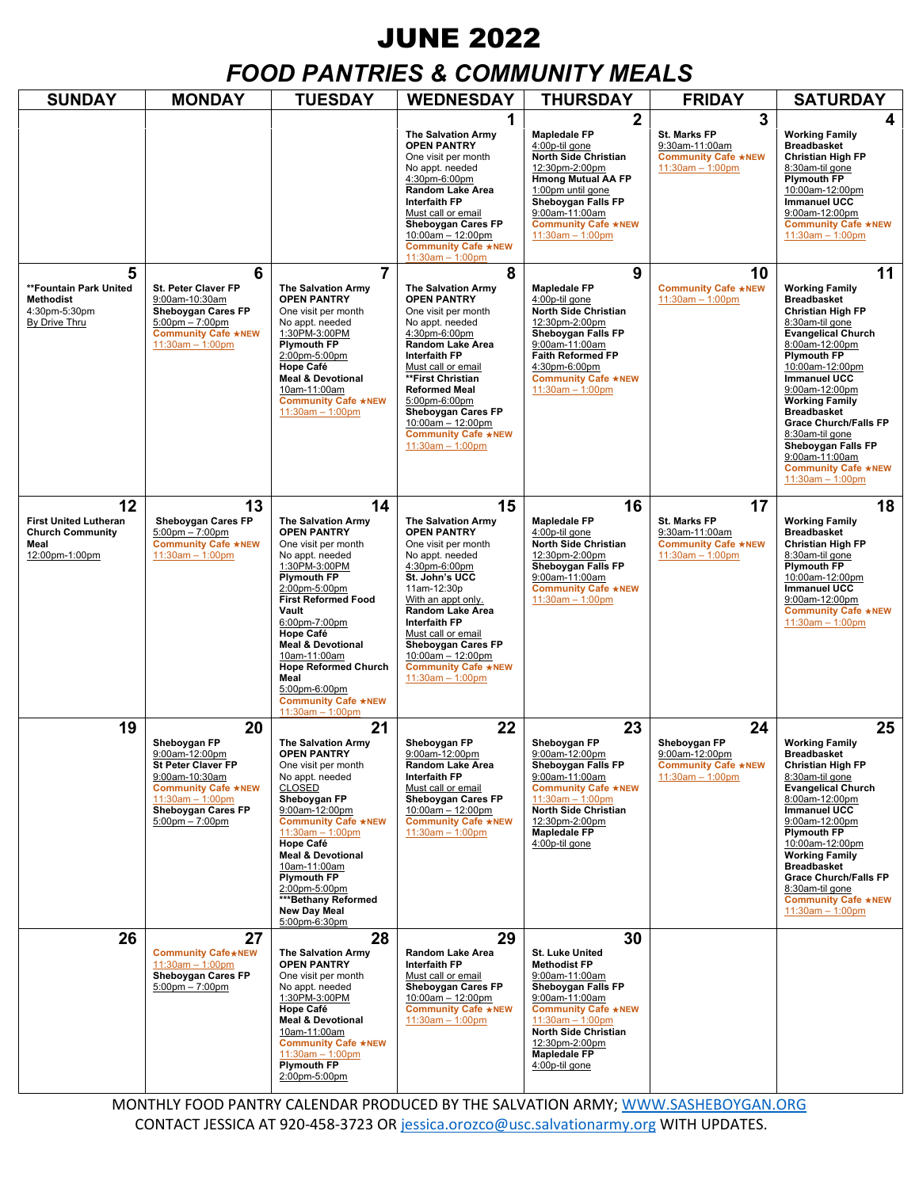# JUNE 2022

## *FOOD PANTRIES & COMMUNITY MEALS*

| SUNDAY | MONDAY | TUESDAY | WEDNESDAY | THURSDAY | FRIDAY | SATURDAY |
|---|---|---|---|---|---|---|
| | | | **1**<br>**The Salvation Army OPEN PANTRY**<br>One visit per month<br>No appt. needed<br>4:30pm-6:00pm<br>**Random Lake Area Interfaith FP**<br>Must call or email<br>**Sheboygan Cares FP**<br>10:00am – 12:00pm<br>**Community Cafe ★NEW**<br>11:30am – 1:00pm | **2**<br>**Mapledale FP**<br>4:00p-til gone<br>**North Side Christian**<br>12:30pm-2:00pm<br>**Hmong Mutual AA FP**<br>1:00pm until gone<br>**Sheboygan Falls FP**<br>9:00am-11:00am<br>**Community Cafe ★NEW**<br>11:30am – 1:00pm | **3**<br>**St. Marks FP**<br>9:30am-11:00am<br>**Community Cafe ★NEW**<br>11:30am – 1:00pm | **4**<br>**Working Family Breadbasket Christian High FP**<br>8:30am-til gone<br>**Plymouth FP**<br>10:00am-12:00pm<br>**Immanuel UCC**<br>9:00am-12:00pm<br>**Community Cafe ★NEW**<br>11:30am – 1:00pm |
| **5**<br>**\*\*Fountain Park United Methodist**<br>4:30pm-5:30pm<br>By Drive Thru | **6**<br>**St. Peter Claver FP**<br>9:00am-10:30am<br>**Sheboygan Cares FP**<br>5:00pm – 7:00pm<br>**Community Cafe ★NEW**<br>11:30am – 1:00pm | **7**<br>**The Salvation Army OPEN PANTRY**<br>One visit per month<br>No appt. needed<br>1:30PM-3:00PM<br>**Plymouth FP**<br>2:00pm-5:00pm<br>**Hope Café Meal & Devotional**<br>10am-11:00am<br>**Community Cafe ★NEW**<br>11:30am – 1:00pm | **8**<br>**The Salvation Army OPEN PANTRY**<br>One visit per month<br>No appt. needed<br>4:30pm-6:00pm<br>**Random Lake Area Interfaith FP**<br>Must call or email<br>**\*\*First Christian Reformed Meal**<br>5:00pm-6:00pm<br>**Sheboygan Cares FP**<br>10:00am – 12:00pm<br>**Community Cafe ★NEW**<br>11:30am – 1:00pm | **9**<br>**Mapledale FP**<br>4:00p-til gone<br>**North Side Christian**<br>12:30pm-2:00pm<br>**Sheboygan Falls FP**<br>9:00am-11:00am<br>**Faith Reformed FP**<br>4:30pm-6:00pm<br>**Community Cafe ★NEW**<br>11:30am – 1:00pm | **10**<br>**Community Cafe ★NEW**<br>11:30am – 1:00pm | **11**<br>**Working Family Breadbasket Christian High FP**<br>8:30am-til gone<br>**Evangelical Church**<br>8:00am-12:00pm<br>**Plymouth FP**<br>10:00am-12:00pm<br>**Immanuel UCC**<br>9:00am-12:00pm<br>**Working Family Breadbasket Grace Church/Falls FP**<br>8:30am-til gone<br>**Sheboygan Falls FP**<br>9:00am-11:00am<br>**Community Cafe ★NEW**<br>11:30am – 1:00pm |
| **12**<br>**First United Lutheran Church Community Meal**<br>12:00pm-1:00pm | **13**<br>**Sheboygan Cares FP**<br>5:00pm – 7:00pm<br>**Community Cafe ★NEW**<br>11:30am – 1:00pm | **14**<br>**The Salvation Army OPEN PANTRY**<br>One visit per month<br>No appt. needed<br>1:30PM-3:00PM<br>**Plymouth FP**<br>2:00pm-5:00pm<br>**First Reformed Food Vault**<br>6:00pm-7:00pm<br>**Hope Café Meal & Devotional**<br>10am-11:00am<br>**Hope Reformed Church Meal**<br>5:00pm-6:00pm<br>**Community Cafe ★NEW**<br>11:30am – 1:00pm | **15**<br>**The Salvation Army OPEN PANTRY**<br>One visit per month<br>No appt. needed<br>4:30pm-6:00pm<br>**St. John's UCC**<br>11am-12:30p<br>With an appt only.<br>**Random Lake Area Interfaith FP**<br>Must call or email<br>**Sheboygan Cares FP**<br>10:00am – 12:00pm<br>**Community Cafe ★NEW**<br>11:30am – 1:00pm | **16**<br>**Mapledale FP**<br>4:00p-til gone<br>**North Side Christian**<br>12:30pm-2:00pm<br>**Sheboygan Falls FP**<br>9:00am-11:00am<br>**Community Cafe ★NEW**<br>11:30am – 1:00pm | **17**<br>**St. Marks FP**<br>9:30am-11:00am<br>**Community Cafe ★NEW**<br>11:30am – 1:00pm | **18**<br>**Working Family Breadbasket Christian High FP**<br>8:30am-til gone<br>**Plymouth FP**<br>10:00am-12:00pm<br>**Immanuel UCC**<br>9:00am-12:00pm<br>**Community Cafe ★NEW**<br>11:30am – 1:00pm |
| **19** | **20**<br>**Sheboygan FP**<br>9:00am-12:00pm<br>**St Peter Claver FP**<br>9:00am-10:30am<br>**Community Cafe ★NEW**<br>11:30am – 1:00pm<br>**Sheboygan Cares FP**<br>5:00pm – 7:00pm | **21**<br>**The Salvation Army OPEN PANTRY**<br>One visit per month<br>No appt. needed<br>CLOSED<br>**Sheboygan FP**<br>9:00am-12:00pm<br>**Community Cafe ★NEW**<br>11:30am – 1:00pm<br>**Hope Café Meal & Devotional**<br>10am-11:00am<br>**Plymouth FP**<br>2:00pm-5:00pm<br>**\*\*\*Bethany Reformed New Day Meal**<br>5:00pm-6:30pm | **22**<br>**Sheboygan FP**<br>9:00am-12:00pm<br>**Random Lake Area Interfaith FP**<br>Must call or email<br>**Sheboygan Cares FP**<br>10:00am – 12:00pm<br>**Community Cafe ★NEW**<br>11:30am – 1:00pm | **23**<br>**Sheboygan FP**<br>9:00am-12:00pm<br>**Sheboygan Falls FP**<br>9:00am-11:00am<br>**Community Cafe ★NEW**<br>11:30am – 1:00pm<br>**North Side Christian**<br>12:30pm-2:00pm<br>**Mapledale FP**<br>4:00p-til gone | **24**<br>**Sheboygan FP**<br>9:00am-12:00pm<br>**Community Cafe ★NEW**<br>11:30am – 1:00pm | **25**<br>**Working Family Breadbasket Christian High FP**<br>8:30am-til gone<br>**Evangelical Church**<br>8:00am-12:00pm<br>**Immanuel UCC**<br>9:00am-12:00pm<br>**Plymouth FP**<br>10:00am-12:00pm<br>**Working Family Breadbasket Grace Church/Falls FP**<br>8:30am-til gone<br>**Community Cafe ★NEW**<br>11:30am – 1:00pm |
| **26** | **27**<br>**Community Cafe★NEW**<br>11:30am – 1:00pm<br>**Sheboygan Cares FP**<br>5:00pm – 7:00pm | **28**<br>**The Salvation Army OPEN PANTRY**<br>One visit per month<br>No appt. needed<br>1:30PM-3:00PM<br>**Hope Café Meal & Devotional**<br>10am-11:00am<br>**Community Cafe ★NEW**<br>11:30am – 1:00pm<br>**Plymouth FP**<br>2:00pm-5:00pm | **29**<br>**Random Lake Area Interfaith FP**<br>Must call or email<br>**Sheboygan Cares FP**<br>10:00am – 12:00pm<br>**Community Cafe ★NEW**<br>11:30am – 1:00pm | **30**<br>**St. Luke United Methodist FP**<br>9:00am-11:00am<br>**Sheboygan Falls FP**<br>9:00am-11:00am<br>**Community Cafe ★NEW**<br>11:30am – 1:00pm<br>**North Side Christian**<br>12:30pm-2:00pm<br>**Mapledale FP**<br>4:00p-til gone | | |

MONTHLY FOOD PANTRY CALENDAR PRODUCED BY THE SALVATION ARMY; WWW.SASHEBOYGAN.ORG
CONTACT JESSICA AT 920-458-3723 OR jessica.orozco@usc.salvationarmy.org WITH UPDATES.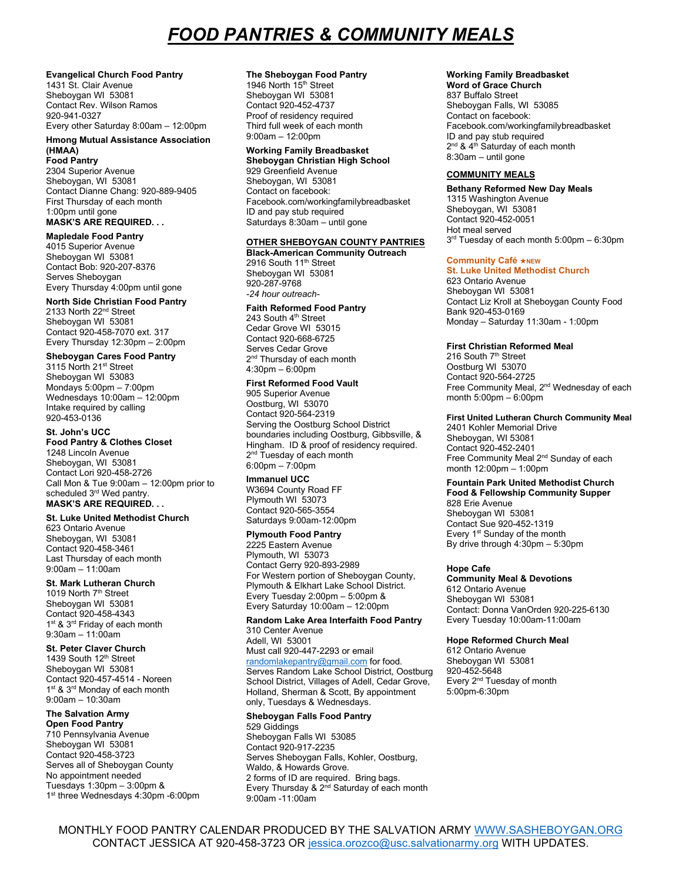# *FOOD PANTRIES & COMMUNITY MEALS*

**Evangelical Church Food Pantry**
1431 St. Clair Avenue
Sheboygan WI 53081
Contact Rev. Wilson Ramos
920-941-0327
Every other Saturday 8:00am – 12:00pm

**Hmong Mutual Assistance Association (HMAA)**
**Food Pantry**
2304 Superior Avenue
Sheboygan, WI 53081
Contact Dianne Chang: 920-889-9405
First Thursday of each month
1:00pm until gone
**MASK'S ARE REQUIRED. . .**

**Mapledale Food Pantry**
4015 Superior Avenue
Sheboygan WI 53081
Contact Bob: 920-207-8376
Serves Sheboygan
Every Thursday 4:00pm until gone

**North Side Christian Food Pantry**
2133 North 22nd Street
Sheboygan WI 53081
Contact 920-458-7070 ext. 317
Every Thursday 12:30pm – 2:00pm

**Sheboygan Cares Food Pantry**
3115 North 21st Street
Sheboygan WI 53083
Mondays 5:00pm – 7:00pm
Wednesdays 10:00am – 12:00pm
Intake required by calling
920-453-0136

**St. John's UCC**
**Food Pantry & Clothes Closet**
1248 Lincoln Avenue
Sheboygan, WI 53081
Contact Lori 920-458-2726
Call Mon & Tue 9:00am – 12:00pm prior to scheduled 3rd Wed pantry.
**MASK'S ARE REQUIRED. . .**

**St. Luke United Methodist Church**
623 Ontario Avenue
Sheboygan, WI 53081
Contact 920-458-3461
Last Thursday of each month
9:00am – 11:00am

**St. Mark Lutheran Church**
1019 North 7th Street
Sheboygan WI 53081
Contact 920-458-4343
1st & 3rd Friday of each month
9:30am – 11:00am

**St. Peter Claver Church**
1439 South 12th Street
Sheboygan WI 53081
Contact 920-457-4514 - Noreen
1st & 3rd Monday of each month
9:00am – 10:30am

**The Salvation Army**
**Open Food Pantry**
710 Pennsylvania Avenue
Sheboygan WI 53081
Contact 920-458-3723
Serves all of Sheboygan County
No appointment needed
Tuesdays 1:30pm – 3:00pm &
1st three Wednesdays 4:30pm -6:00pm

**The Sheboygan Food Pantry**
1946 North 15th Street
Sheboygan WI 53081
Contact 920-452-4737
Proof of residency required
Third full week of each month
9:00am – 12:00pm

**Working Family Breadbasket**
**Sheboygan Christian High School**
929 Greenfield Avenue
Sheboygan, WI 53081
Contact on facebook:
Facebook.com/workingfamilybreadbasket
ID and pay stub required
Saturdays 8:30am – until gone

## OTHER SHEBOYGAN COUNTY PANTRIES

**Black-American Community Outreach**
2916 South 11th Street
Sheboygan WI 53081
920-287-9768
*-24 hour outreach-*

**Faith Reformed Food Pantry**
243 South 4th Street
Cedar Grove WI 53015
Contact 920-668-6725
Serves Cedar Grove
2nd Thursday of each month
4:30pm – 6:00pm

**First Reformed Food Vault**
905 Superior Avenue
Oostburg, WI 53070
Contact 920-564-2319
Serving the Oostburg School District boundaries including Oostburg, Gibbsville, & Hingham. ID & proof of residency required.
2nd Tuesday of each month
6:00pm – 7:00pm

**Immanuel UCC**
W3694 County Road FF
Plymouth WI 53073
Contact 920-565-3554
Saturdays 9:00am-12:00pm

**Plymouth Food Pantry**
2225 Eastern Avenue
Plymouth, WI 53073
Contact Gerry 920-893-2989
For Western portion of Sheboygan County, Plymouth & Elkhart Lake School District.
Every Tuesday 2:00pm – 5:00pm &
Every Saturday 10:00am – 12:00pm

**Random Lake Area Interfaith Food Pantry**
310 Center Avenue
Adell, WI 53001
Must call 920-447-2293 or email randomlakepantry@gmail.com for food.
Serves Random Lake School District, Oostburg School District, Villages of Adell, Cedar Grove, Holland, Sherman & Scott, By appointment only, Tuesdays & Wednesdays.

**Sheboygan Falls Food Pantry**
529 Giddings
Sheboygan Falls WI 53085
Contact 920-917-2235
Serves Sheboygan Falls, Kohler, Oostburg, Waldo, & Howards Grove.
2 forms of ID are required. Bring bags.
Every Thursday & 2nd Saturday of each month
9:00am -11:00am

**Working Family Breadbasket**
**Word of Grace Church**
837 Buffalo Street
Sheboygan Falls, WI 53085
Contact on facebook:
Facebook.com/workingfamilybreadbasket
ID and pay stub required
2nd & 4th Saturday of each month
8:30am – until gone

## COMMUNITY MEALS

**Bethany Reformed New Day Meals**
1315 Washington Avenue
Sheboygan, WI 53081
Contact 920-452-0051
Hot meal served
3rd Tuesday of each month 5:00pm – 6:30pm

**Community Café ★NEW**
**St. Luke United Methodist Church**
623 Ontario Avenue
Sheboygan WI 53081
Contact Liz Kroll at Sheboygan County Food Bank 920-453-0169
Monday – Saturday 11:30am - 1:00pm

**First Christian Reformed Meal**
216 South 7th Street
Oostburg WI 53070
Contact 920-564-2725
Free Community Meal, 2nd Wednesday of each month 5:00pm – 6:00pm

**First United Lutheran Church Community Meal**
2401 Kohler Memorial Drive
Sheboygan, WI 53081
Contact 920-452-2401
Free Community Meal 2nd Sunday of each month 12:00pm – 1:00pm

**Fountain Park United Methodist Church**
**Food & Fellowship Community Supper**
828 Erie Avenue
Sheboygan WI 53081
Contact Sue 920-452-1319
Every 1st Sunday of the month
By drive through 4:30pm – 5:30pm

**Hope Cafe**
**Community Meal & Devotions**
612 Ontario Avenue
Sheboygan WI 53081
Contact: Donna VanOrden 920-225-6130
Every Tuesday 10:00am-11:00am

**Hope Reformed Church Meal**
612 Ontario Avenue
Sheboygan WI 53081
920-452-5648
Every 2nd Tuesday of month
5:00pm-6:30pm

MONTHLY FOOD PANTRY CALENDAR PRODUCED BY THE SALVATION ARMY WWW.SASHEBOYGAN.ORG
CONTACT JESSICA AT 920-458-3723 OR jessica.orozco@usc.salvationarmy.org WITH UPDATES.